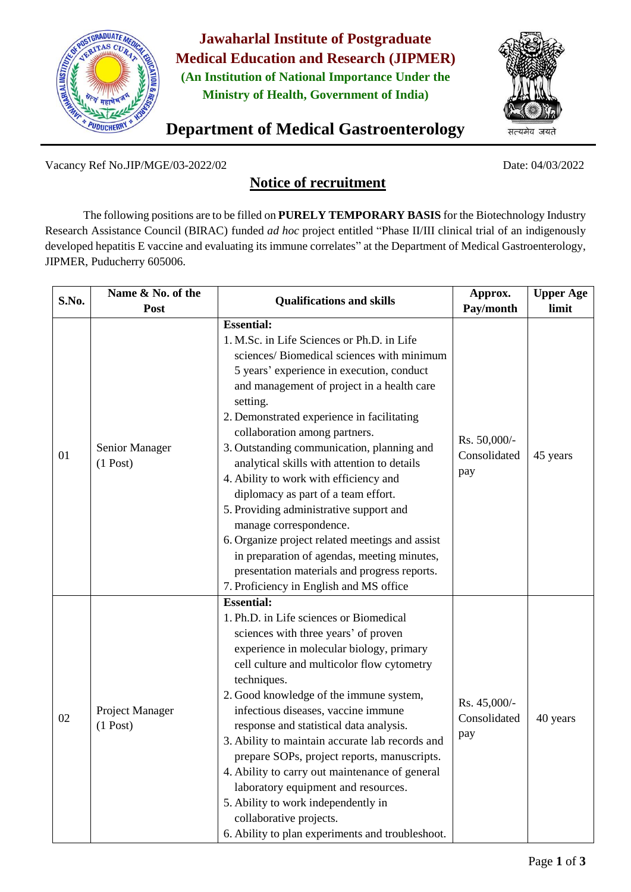# Jawaharlal Institute of Postgraduate Medical Education and Research (JIPMER)

**(An Institution of National Importance Under the Ministry of Health, Government of India)**

## Department of Medical Gastroenterology

Vacancy Ref No.JIP/MGE/03-2022/02

Date: 04/03/2022

### Notice of recruitment

The following positions are to be filled on **PURELY TEMPORARY BASIS** for the Biotechnology Industry Research Assistance Council (BIRAC) funded *ad hoc* project entitled "Phase II/III clinical trial of an indigenously developed hepatitis E vaccine and evaluating its immune correlates" at the Department of Medical Gastroenterology, JIPMER, Puducherry 605006.

| S.No. | Name & No. of the Post | Qualifications and skills | Approx. Pay/month | Upper Age limit |
|---|---|---|---|---|
| 01 | Senior Manager (1 Post) | **Essential:**<br>1. M.Sc. in Life Sciences or Ph.D. in Life sciences/ Biomedical sciences with minimum 5 years' experience in execution, conduct and management of project in a health care setting.<br>2. Demonstrated experience in facilitating collaboration among partners.<br>3. Outstanding communication, planning and analytical skills with attention to details<br>4. Ability to work with efficiency and diplomacy as part of a team effort.<br>5. Providing administrative support and manage correspondence.<br>6. Organize project related meetings and assist in preparation of agendas, meeting minutes, presentation materials and progress reports.<br>7. Proficiency in English and MS office | Rs. 50,000/- Consolidated pay | 45 years |
| 02 | Project Manager (1 Post) | **Essential:**<br>1. Ph.D. in Life sciences or Biomedical sciences with three years' of proven experience in molecular biology, primary cell culture and multicolor flow cytometry techniques.<br>2. Good knowledge of the immune system, infectious diseases, vaccine immune response and statistical data analysis.<br>3. Ability to maintain accurate lab records and prepare SOPs, project reports, manuscripts.<br>4. Ability to carry out maintenance of general laboratory equipment and resources.<br>5. Ability to work independently in collaborative projects.<br>6. Ability to plan experiments and troubleshoot. | Rs. 45,000/- Consolidated pay | 40 years |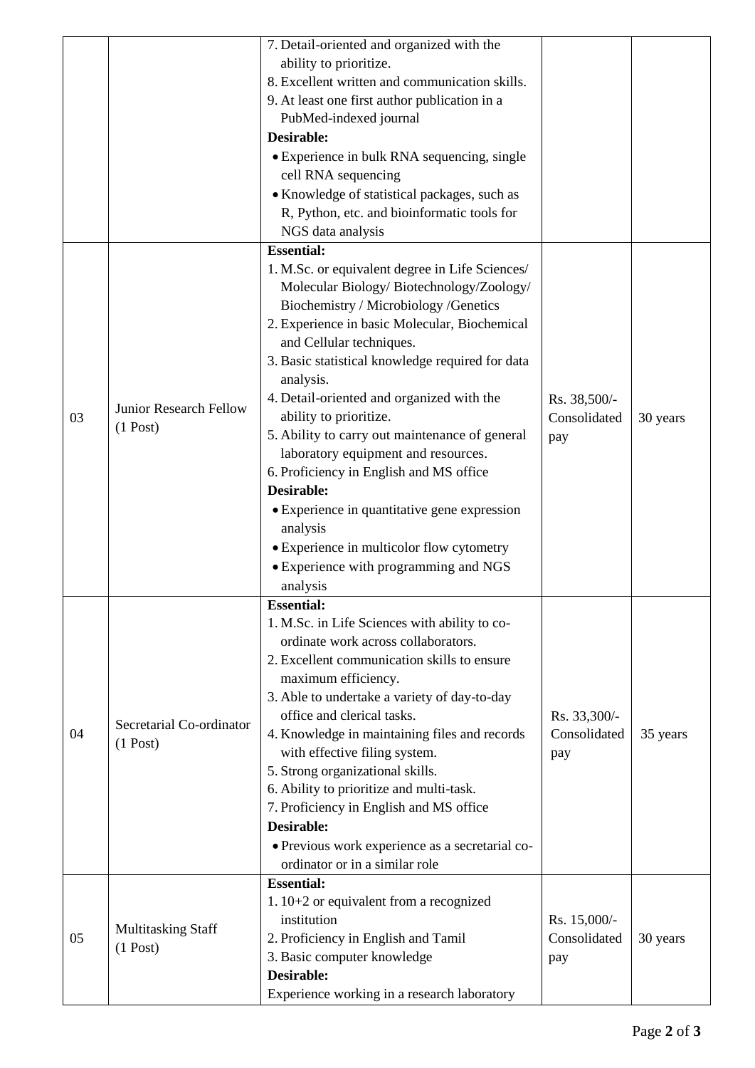| | | | | |
|---|---|---|---|---|
| | | 7. Detail-oriented and organized with the ability to prioritize.<br>8. Excellent written and communication skills.<br>9. At least one first author publication in a PubMed-indexed journal<br>**Desirable:**<br>• Experience in bulk RNA sequencing, single cell RNA sequencing<br>• Knowledge of statistical packages, such as R, Python, etc. and bioinformatic tools for NGS data analysis | | |
| 03 | Junior Research Fellow (1 Post) | **Essential:**<br>1. M.Sc. or equivalent degree in Life Sciences/ Molecular Biology/ Biotechnology/Zoology/ Biochemistry / Microbiology /Genetics<br>2. Experience in basic Molecular, Biochemical and Cellular techniques.<br>3. Basic statistical knowledge required for data analysis.<br>4. Detail-oriented and organized with the ability to prioritize.<br>5. Ability to carry out maintenance of general laboratory equipment and resources.<br>6. Proficiency in English and MS office<br>**Desirable:**<br>• Experience in quantitative gene expression analysis<br>• Experience in multicolor flow cytometry<br>• Experience with programming and NGS analysis | Rs. 38,500/- Consolidated pay | 30 years |
| 04 | Secretarial Co-ordinator (1 Post) | **Essential:**<br>1. M.Sc. in Life Sciences with ability to co-ordinate work across collaborators.<br>2. Excellent communication skills to ensure maximum efficiency.<br>3. Able to undertake a variety of day-to-day office and clerical tasks.<br>4. Knowledge in maintaining files and records with effective filing system.<br>5. Strong organizational skills.<br>6. Ability to prioritize and multi-task.<br>7. Proficiency in English and MS office<br>**Desirable:**<br>• Previous work experience as a secretarial co-ordinator or in a similar role | Rs. 33,300/- Consolidated pay | 35 years |
| 05 | Multitasking Staff (1 Post) | **Essential:**<br>1. 10+2 or equivalent from a recognized institution<br>2. Proficiency in English and Tamil<br>3. Basic computer knowledge<br>**Desirable:**<br>Experience working in a research laboratory | Rs. 15,000/- Consolidated pay | 30 years |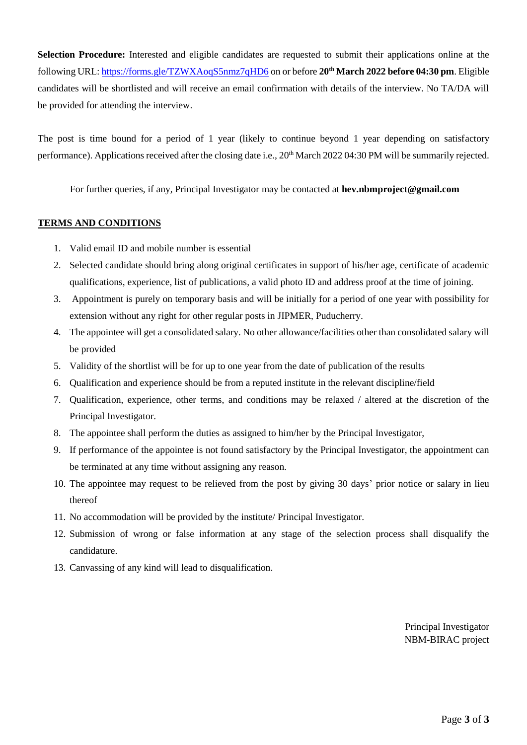**Selection Procedure:** Interested and eligible candidates are requested to submit their applications online at the following URL: https://forms.gle/TZWXAoqS5nmz7qHD6 on or before **20th March 2022 before 04:30 pm**. Eligible candidates will be shortlisted and will receive an email confirmation with details of the interview. No TA/DA will be provided for attending the interview.

The post is time bound for a period of 1 year (likely to continue beyond 1 year depending on satisfactory performance). Applications received after the closing date i.e., 20th March 2022 04:30 PM will be summarily rejected.

For further queries, if any, Principal Investigator may be contacted at **hev.nbmproject@gmail.com**

**TERMS AND CONDITIONS**

1. Valid email ID and mobile number is essential
2. Selected candidate should bring along original certificates in support of his/her age, certificate of academic qualifications, experience, list of publications, a valid photo ID and address proof at the time of joining.
3. Appointment is purely on temporary basis and will be initially for a period of one year with possibility for extension without any right for other regular posts in JIPMER, Puducherry.
4. The appointee will get a consolidated salary. No other allowance/facilities other than consolidated salary will be provided
5. Validity of the shortlist will be for up to one year from the date of publication of the results
6. Qualification and experience should be from a reputed institute in the relevant discipline/field
7. Qualification, experience, other terms, and conditions may be relaxed / altered at the discretion of the Principal Investigator.
8. The appointee shall perform the duties as assigned to him/her by the Principal Investigator,
9. If performance of the appointee is not found satisfactory by the Principal Investigator, the appointment can be terminated at any time without assigning any reason.
10. The appointee may request to be relieved from the post by giving 30 days' prior notice or salary in lieu thereof
11. No accommodation will be provided by the institute/ Principal Investigator.
12. Submission of wrong or false information at any stage of the selection process shall disqualify the candidature.
13. Canvassing of any kind will lead to disqualification.

Principal Investigator
NBM-BIRAC project